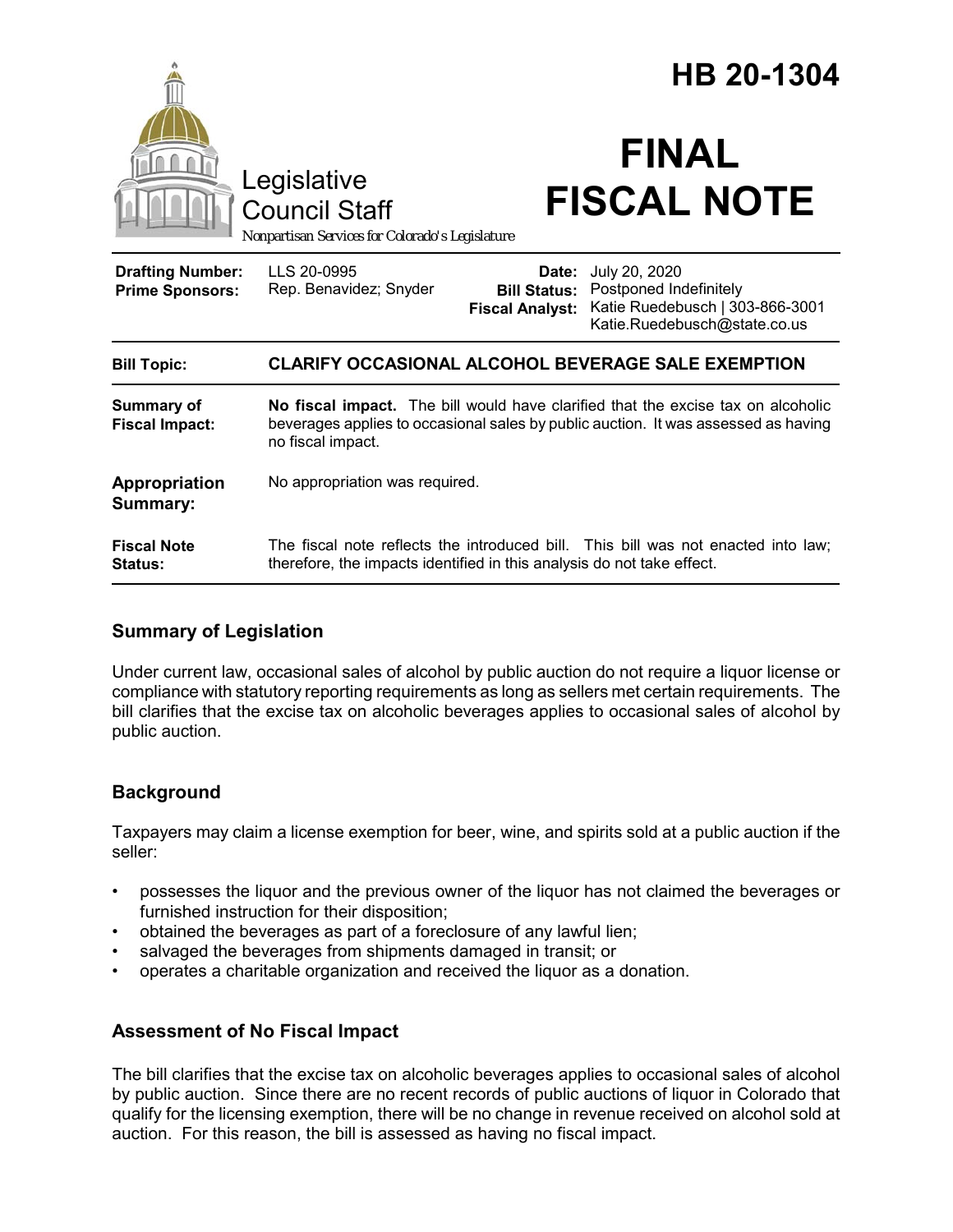Legislative Council Staff

Nonpartisan Services for Colorado's Legislature

# HB 20-1304

# FINAL FISCAL NOTE

| | | | |
|---|---|---|---|
| **Drafting Number:** | LLS 20-0995 | **Date:** | July 20, 2020 |
| **Prime Sponsors:** | Rep. Benavidez; Snyder | **Bill Status:** | Postponed Indefinitely |
| | | **Fiscal Analyst:** | Katie Ruedebusch \| 303-866-3001 Katie.Ruedebusch@state.co.us |

| | |
|---|---|
| **Bill Topic:** | **CLARIFY OCCASIONAL ALCOHOL BEVERAGE SALE EXEMPTION** |
| **Summary of Fiscal Impact:** | **No fiscal impact.** The bill would have clarified that the excise tax on alcoholic beverages applies to occasional sales by public auction. It was assessed as having no fiscal impact. |
| **Appropriation Summary:** | No appropriation was required. |
| **Fiscal Note Status:** | The fiscal note reflects the introduced bill. This bill was not enacted into law; therefore, the impacts identified in this analysis do not take effect. |

## Summary of Legislation

Under current law, occasional sales of alcohol by public auction do not require a liquor license or compliance with statutory reporting requirements as long as sellers met certain requirements. The bill clarifies that the excise tax on alcoholic beverages applies to occasional sales of alcohol by public auction.

## Background

Taxpayers may claim a license exemption for beer, wine, and spirits sold at a public auction if the seller:

- possesses the liquor and the previous owner of the liquor has not claimed the beverages or furnished instruction for their disposition;
- obtained the beverages as part of a foreclosure of any lawful lien;
- salvaged the beverages from shipments damaged in transit; or
- operates a charitable organization and received the liquor as a donation.

## Assessment of No Fiscal Impact

The bill clarifies that the excise tax on alcoholic beverages applies to occasional sales of alcohol by public auction. Since there are no recent records of public auctions of liquor in Colorado that qualify for the licensing exemption, there will be no change in revenue received on alcohol sold at auction. For this reason, the bill is assessed as having no fiscal impact.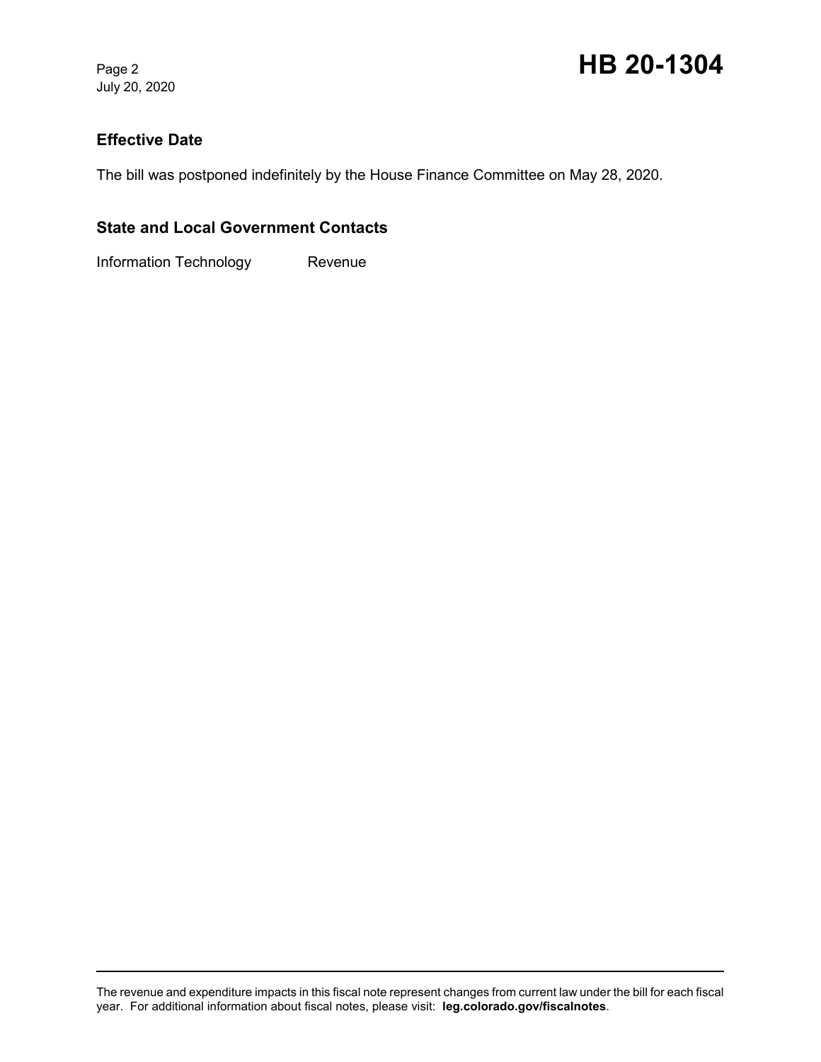## Effective Date

The bill was postponed indefinitely by the House Finance Committee on May 28, 2020.

## State and Local Government Contacts

Information Technology Revenue

The revenue and expenditure impacts in this fiscal note represent changes from current law under the bill for each fiscal year. For additional information about fiscal notes, please visit: **leg.colorado.gov/fiscalnotes**.